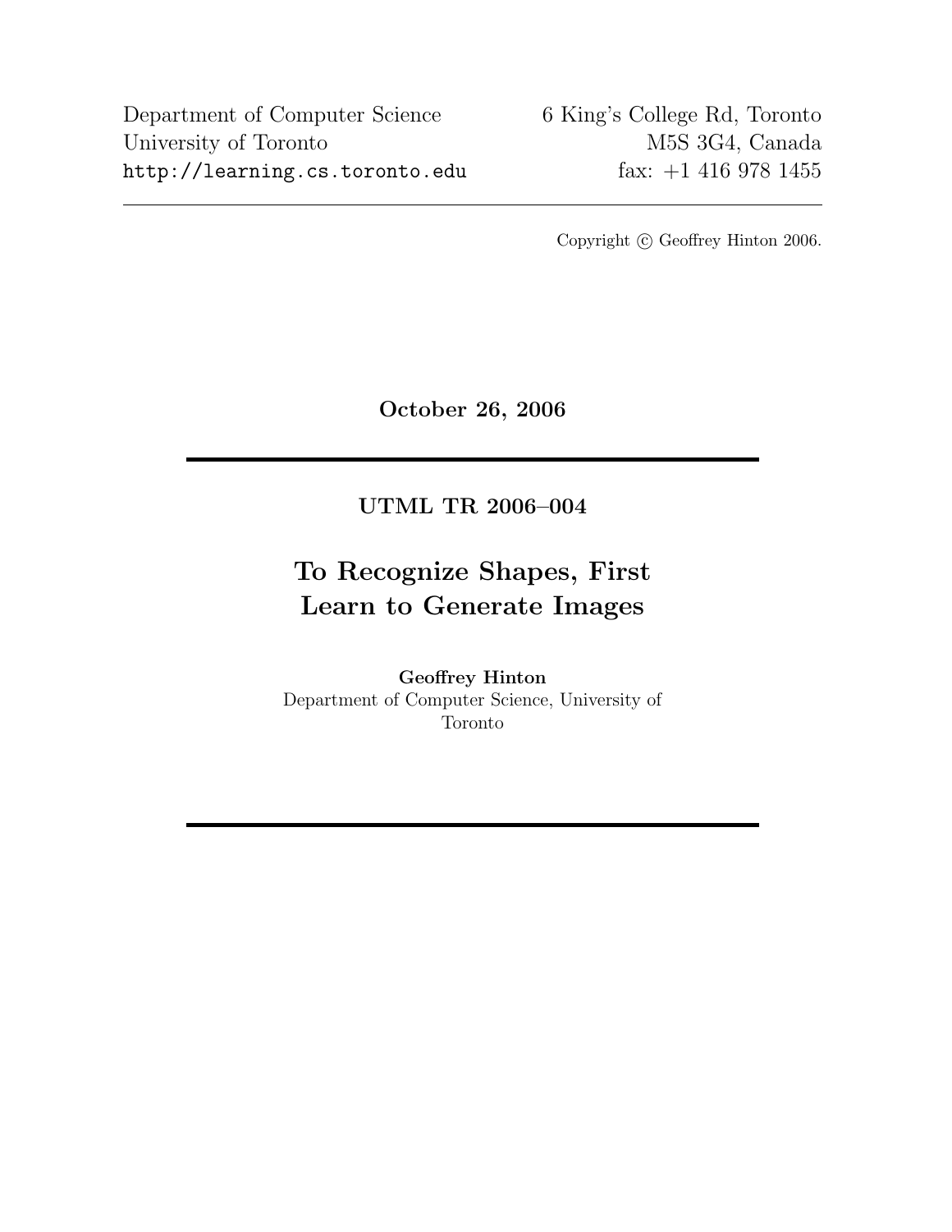Department of Computer Science
University of Toronto
http://learning.cs.toronto.edu

6 King's College Rd, Toronto
M5S 3G4, Canada
fax: +1 416 978 1455

---

Copyright © Geoffrey Hinton 2006.

**October 26, 2006**

---

**UTML TR 2006–004**

# To Recognize Shapes, First Learn to Generate Images

**Geoffrey Hinton**
Department of Computer Science, University of Toronto

---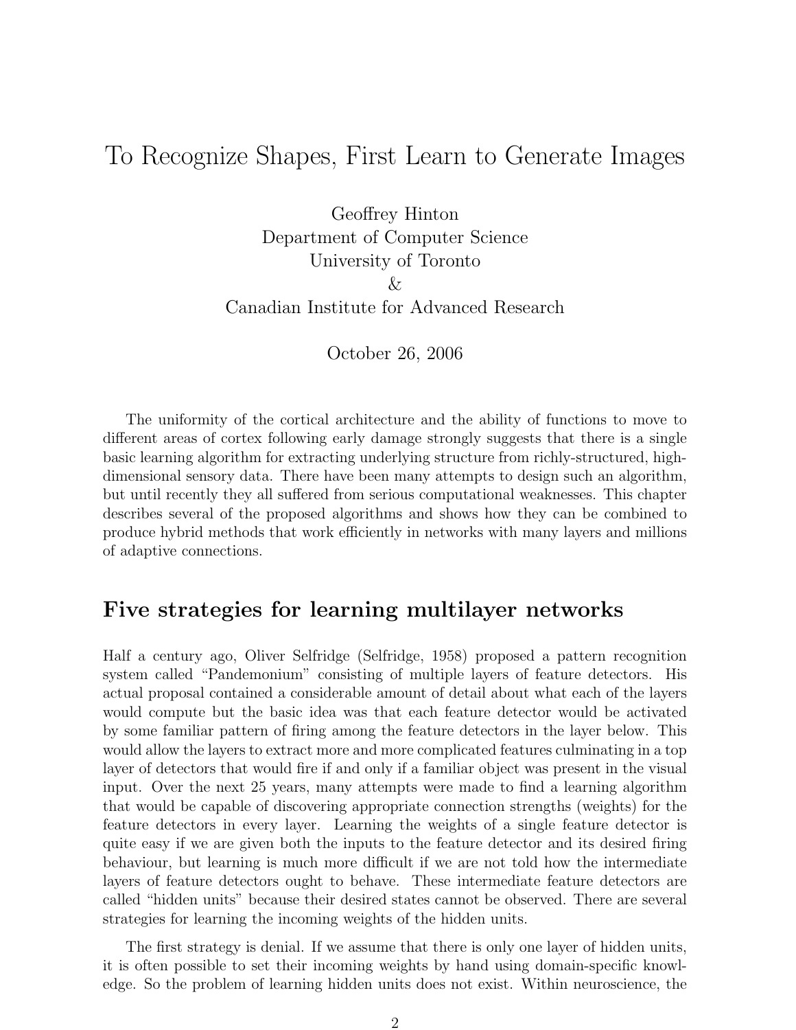# To Recognize Shapes, First Learn to Generate Images

Geoffrey Hinton
Department of Computer Science
University of Toronto
&
Canadian Institute for Advanced Research

October 26, 2006

The uniformity of the cortical architecture and the ability of functions to move to different areas of cortex following early damage strongly suggests that there is a single basic learning algorithm for extracting underlying structure from richly-structured, high-dimensional sensory data. There have been many attempts to design such an algorithm, but until recently they all suffered from serious computational weaknesses. This chapter describes several of the proposed algorithms and shows how they can be combined to produce hybrid methods that work efficiently in networks with many layers and millions of adaptive connections.

## Five strategies for learning multilayer networks

Half a century ago, Oliver Selfridge (Selfridge, 1958) proposed a pattern recognition system called "Pandemonium" consisting of multiple layers of feature detectors. His actual proposal contained a considerable amount of detail about what each of the layers would compute but the basic idea was that each feature detector would be activated by some familiar pattern of firing among the feature detectors in the layer below. This would allow the layers to extract more and more complicated features culminating in a top layer of detectors that would fire if and only if a familiar object was present in the visual input. Over the next 25 years, many attempts were made to find a learning algorithm that would be capable of discovering appropriate connection strengths (weights) for the feature detectors in every layer. Learning the weights of a single feature detector is quite easy if we are given both the inputs to the feature detector and its desired firing behaviour, but learning is much more difficult if we are not told how the intermediate layers of feature detectors ought to behave. These intermediate feature detectors are called "hidden units" because their desired states cannot be observed. There are several strategies for learning the incoming weights of the hidden units.

The first strategy is denial. If we assume that there is only one layer of hidden units, it is often possible to set their incoming weights by hand using domain-specific knowledge. So the problem of learning hidden units does not exist. Within neuroscience, the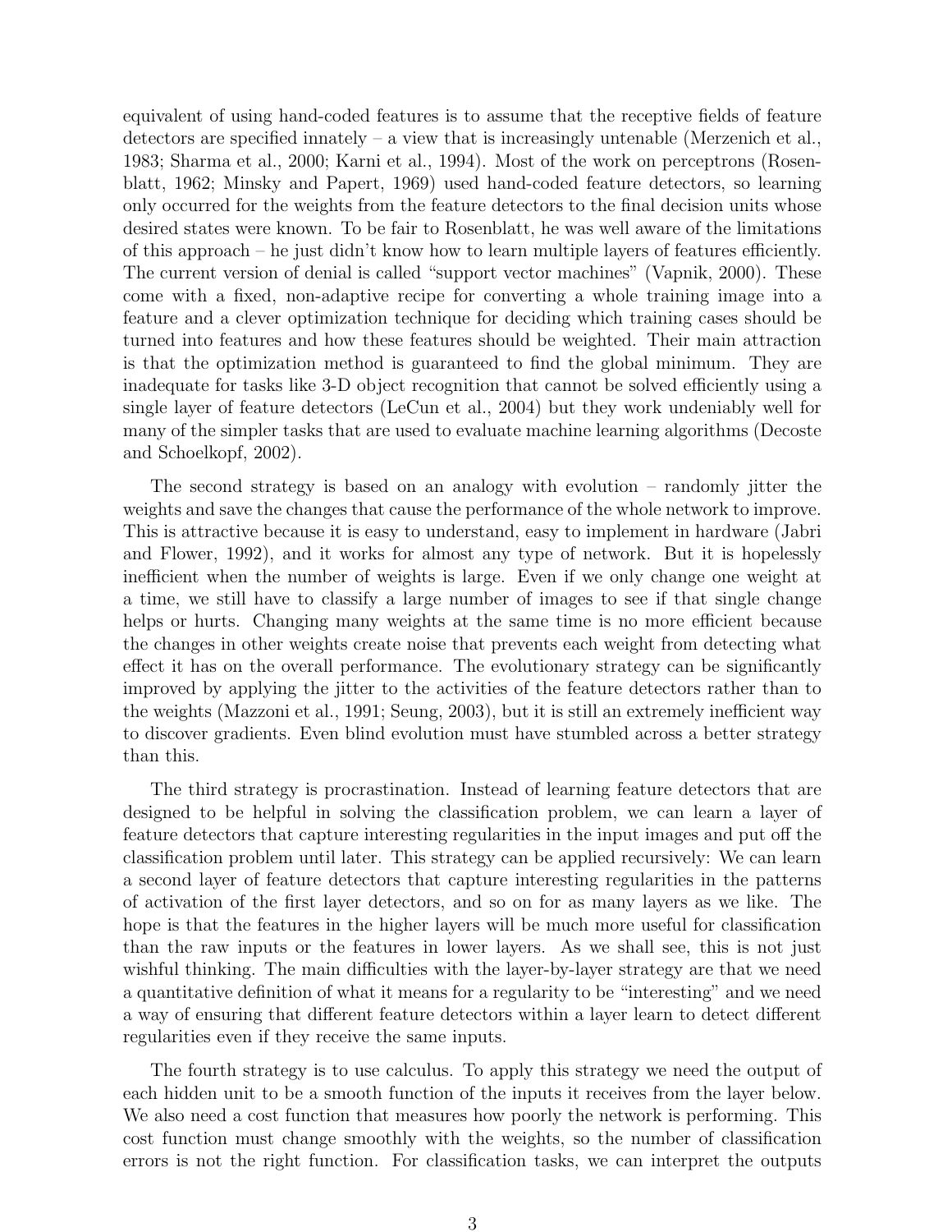equivalent of using hand-coded features is to assume that the receptive fields of feature detectors are specified innately – a view that is increasingly untenable (Merzenich et al., 1983; Sharma et al., 2000; Karni et al., 1994). Most of the work on perceptrons (Rosenblatt, 1962; Minsky and Papert, 1969) used hand-coded feature detectors, so learning only occurred for the weights from the feature detectors to the final decision units whose desired states were known. To be fair to Rosenblatt, he was well aware of the limitations of this approach – he just didn't know how to learn multiple layers of features efficiently. The current version of denial is called "support vector machines" (Vapnik, 2000). These come with a fixed, non-adaptive recipe for converting a whole training image into a feature and a clever optimization technique for deciding which training cases should be turned into features and how these features should be weighted. Their main attraction is that the optimization method is guaranteed to find the global minimum. They are inadequate for tasks like 3-D object recognition that cannot be solved efficiently using a single layer of feature detectors (LeCun et al., 2004) but they work undeniably well for many of the simpler tasks that are used to evaluate machine learning algorithms (Decoste and Schoelkopf, 2002).

The second strategy is based on an analogy with evolution – randomly jitter the weights and save the changes that cause the performance of the whole network to improve. This is attractive because it is easy to understand, easy to implement in hardware (Jabri and Flower, 1992), and it works for almost any type of network. But it is hopelessly inefficient when the number of weights is large. Even if we only change one weight at a time, we still have to classify a large number of images to see if that single change helps or hurts. Changing many weights at the same time is no more efficient because the changes in other weights create noise that prevents each weight from detecting what effect it has on the overall performance. The evolutionary strategy can be significantly improved by applying the jitter to the activities of the feature detectors rather than to the weights (Mazzoni et al., 1991; Seung, 2003), but it is still an extremely inefficient way to discover gradients. Even blind evolution must have stumbled across a better strategy than this.

The third strategy is procrastination. Instead of learning feature detectors that are designed to be helpful in solving the classification problem, we can learn a layer of feature detectors that capture interesting regularities in the input images and put off the classification problem until later. This strategy can be applied recursively: We can learn a second layer of feature detectors that capture interesting regularities in the patterns of activation of the first layer detectors, and so on for as many layers as we like. The hope is that the features in the higher layers will be much more useful for classification than the raw inputs or the features in lower layers. As we shall see, this is not just wishful thinking. The main difficulties with the layer-by-layer strategy are that we need a quantitative definition of what it means for a regularity to be "interesting" and we need a way of ensuring that different feature detectors within a layer learn to detect different regularities even if they receive the same inputs.

The fourth strategy is to use calculus. To apply this strategy we need the output of each hidden unit to be a smooth function of the inputs it receives from the layer below. We also need a cost function that measures how poorly the network is performing. This cost function must change smoothly with the weights, so the number of classification errors is not the right function. For classification tasks, we can interpret the outputs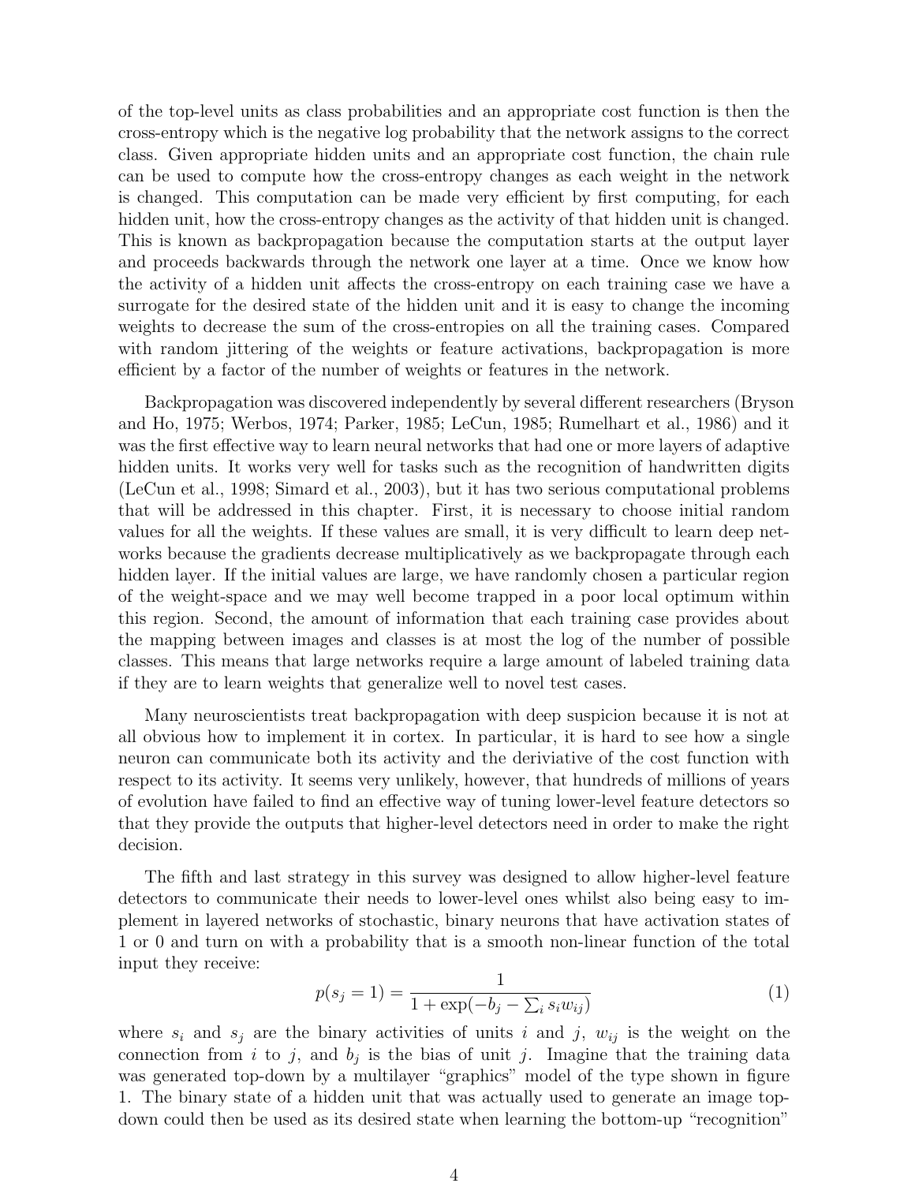of the top-level units as class probabilities and an appropriate cost function is then the cross-entropy which is the negative log probability that the network assigns to the correct class. Given appropriate hidden units and an appropriate cost function, the chain rule can be used to compute how the cross-entropy changes as each weight in the network is changed. This computation can be made very efficient by first computing, for each hidden unit, how the cross-entropy changes as the activity of that hidden unit is changed. This is known as backpropagation because the computation starts at the output layer and proceeds backwards through the network one layer at a time. Once we know how the activity of a hidden unit affects the cross-entropy on each training case we have a surrogate for the desired state of the hidden unit and it is easy to change the incoming weights to decrease the sum of the cross-entropies on all the training cases. Compared with random jittering of the weights or feature activations, backpropagation is more efficient by a factor of the number of weights or features in the network.

Backpropagation was discovered independently by several different researchers (Bryson and Ho, 1975; Werbos, 1974; Parker, 1985; LeCun, 1985; Rumelhart et al., 1986) and it was the first effective way to learn neural networks that had one or more layers of adaptive hidden units. It works very well for tasks such as the recognition of handwritten digits (LeCun et al., 1998; Simard et al., 2003), but it has two serious computational problems that will be addressed in this chapter. First, it is necessary to choose initial random values for all the weights. If these values are small, it is very difficult to learn deep networks because the gradients decrease multiplicatively as we backpropagate through each hidden layer. If the initial values are large, we have randomly chosen a particular region of the weight-space and we may well become trapped in a poor local optimum within this region. Second, the amount of information that each training case provides about the mapping between images and classes is at most the log of the number of possible classes. This means that large networks require a large amount of labeled training data if they are to learn weights that generalize well to novel test cases.

Many neuroscientists treat backpropagation with deep suspicion because it is not at all obvious how to implement it in cortex. In particular, it is hard to see how a single neuron can communicate both its activity and the deriviative of the cost function with respect to its activity. It seems very unlikely, however, that hundreds of millions of years of evolution have failed to find an effective way of tuning lower-level feature detectors so that they provide the outputs that higher-level detectors need in order to make the right decision.

The fifth and last strategy in this survey was designed to allow higher-level feature detectors to communicate their needs to lower-level ones whilst also being easy to implement in layered networks of stochastic, binary neurons that have activation states of 1 or 0 and turn on with a probability that is a smooth non-linear function of the total input they receive:

$$p(s_j = 1) = \frac{1}{1 + \exp(-b_j - \sum_i s_i w_{ij})} \tag{1}$$

where $s_i$ and $s_j$ are the binary activities of units $i$ and $j$, $w_{ij}$ is the weight on the connection from $i$ to $j$, and $b_j$ is the bias of unit $j$. Imagine that the training data was generated top-down by a multilayer "graphics" model of the type shown in figure 1. The binary state of a hidden unit that was actually used to generate an image top-down could then be used as its desired state when learning the bottom-up "recognition"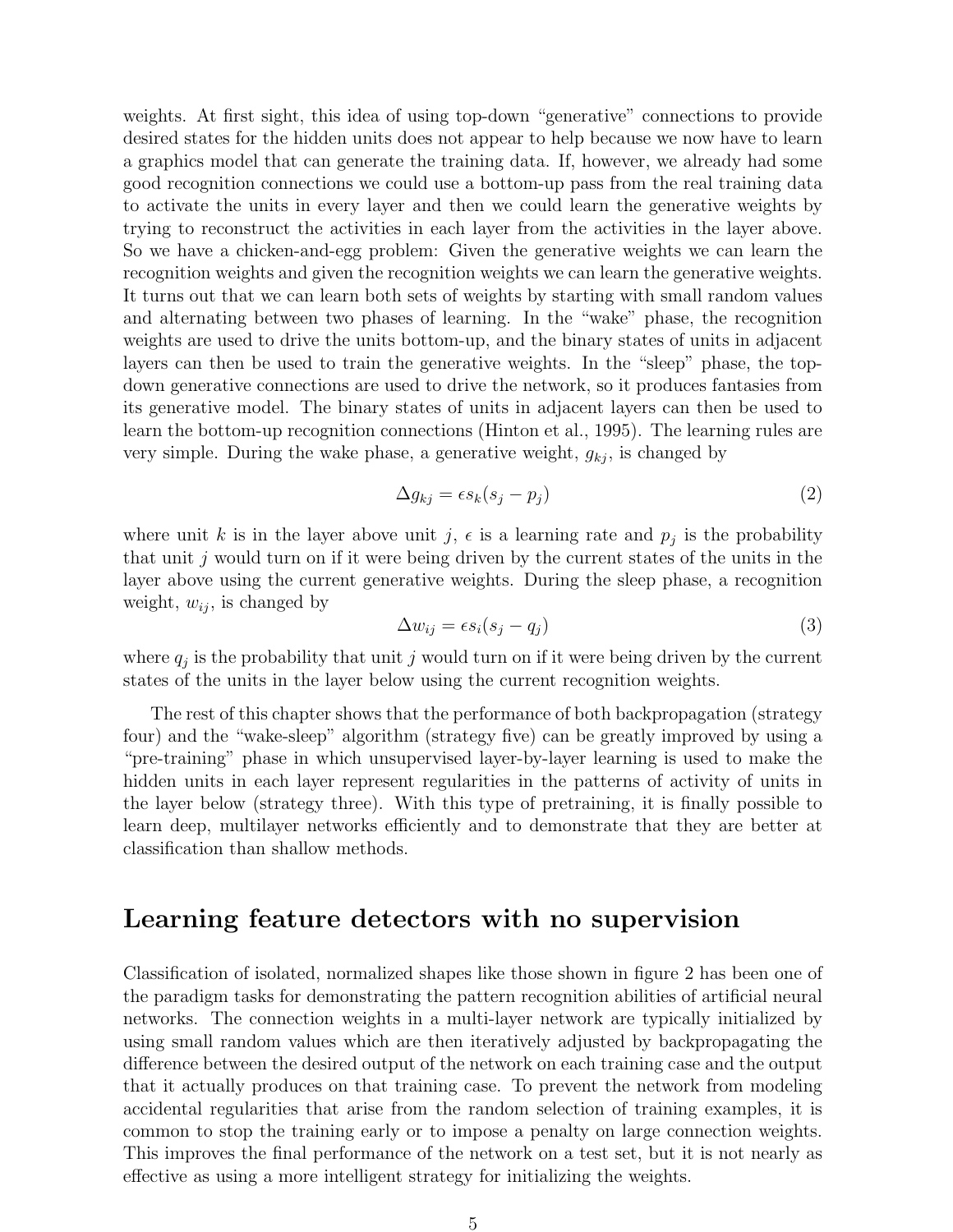weights. At first sight, this idea of using top-down "generative" connections to provide desired states for the hidden units does not appear to help because we now have to learn a graphics model that can generate the training data. If, however, we already had some good recognition connections we could use a bottom-up pass from the real training data to activate the units in every layer and then we could learn the generative weights by trying to reconstruct the activities in each layer from the activities in the layer above. So we have a chicken-and-egg problem: Given the generative weights we can learn the recognition weights and given the recognition weights we can learn the generative weights. It turns out that we can learn both sets of weights by starting with small random values and alternating between two phases of learning. In the "wake" phase, the recognition weights are used to drive the units bottom-up, and the binary states of units in adjacent layers can then be used to train the generative weights. In the "sleep" phase, the top-down generative connections are used to drive the network, so it produces fantasies from its generative model. The binary states of units in adjacent layers can then be used to learn the bottom-up recognition connections (Hinton et al., 1995). The learning rules are very simple. During the wake phase, a generative weight, $g_{kj}$, is changed by

$$\Delta g_{kj} = \epsilon s_k (s_j - p_j) \tag{2}$$

where unit $k$ is in the layer above unit $j$, $\epsilon$ is a learning rate and $p_j$ is the probability that unit $j$ would turn on if it were being driven by the current states of the units in the layer above using the current generative weights. During the sleep phase, a recognition weight, $w_{ij}$, is changed by

$$\Delta w_{ij} = \epsilon s_i (s_j - q_j) \tag{3}$$

where $q_j$ is the probability that unit $j$ would turn on if it were being driven by the current states of the units in the layer below using the current recognition weights.

The rest of this chapter shows that the performance of both backpropagation (strategy four) and the "wake-sleep" algorithm (strategy five) can be greatly improved by using a "pre-training" phase in which unsupervised layer-by-layer learning is used to make the hidden units in each layer represent regularities in the patterns of activity of units in the layer below (strategy three). With this type of pretraining, it is finally possible to learn deep, multilayer networks efficiently and to demonstrate that they are better at classification than shallow methods.

## Learning feature detectors with no supervision

Classification of isolated, normalized shapes like those shown in figure 2 has been one of the paradigm tasks for demonstrating the pattern recognition abilities of artificial neural networks. The connection weights in a multi-layer network are typically initialized by using small random values which are then iteratively adjusted by backpropagating the difference between the desired output of the network on each training case and the output that it actually produces on that training case. To prevent the network from modeling accidental regularities that arise from the random selection of training examples, it is common to stop the training early or to impose a penalty on large connection weights. This improves the final performance of the network on a test set, but it is not nearly as effective as using a more intelligent strategy for initializing the weights.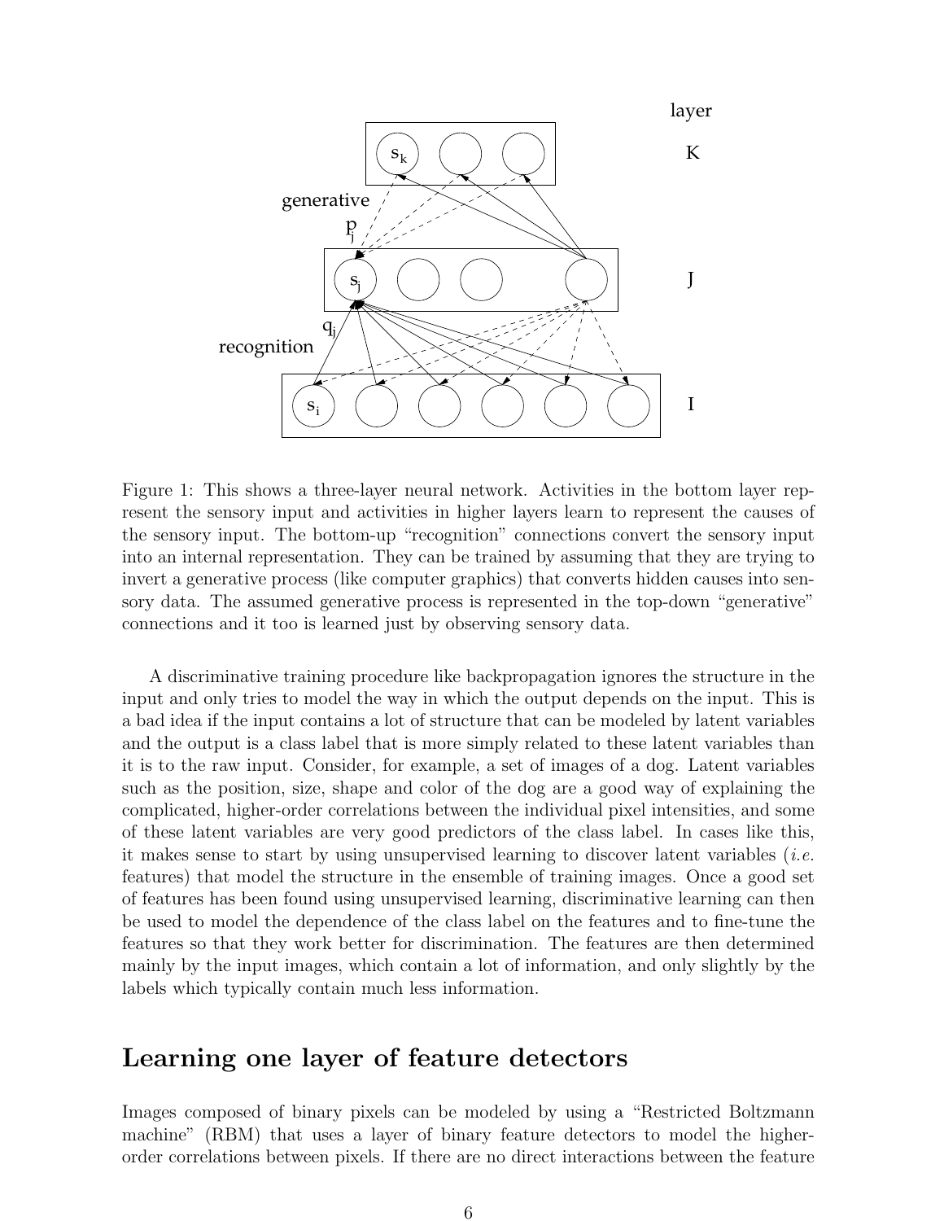Figure 1: This shows a three-layer neural network. Activities in the bottom layer represent the sensory input and activities in higher layers learn to represent the causes of the sensory input. The bottom-up "recognition" connections convert the sensory input into an internal representation. They can be trained by assuming that they are trying to invert a generative process (like computer graphics) that converts hidden causes into sensory data. The assumed generative process is represented in the top-down "generative" connections and it too is learned just by observing sensory data.

A discriminative training procedure like backpropagation ignores the structure in the input and only tries to model the way in which the output depends on the input. This is a bad idea if the input contains a lot of structure that can be modeled by latent variables and the output is a class label that is more simply related to these latent variables than it is to the raw input. Consider, for example, a set of images of a dog. Latent variables such as the position, size, shape and color of the dog are a good way of explaining the complicated, higher-order correlations between the individual pixel intensities, and some of these latent variables are very good predictors of the class label. In cases like this, it makes sense to start by using unsupervised learning to discover latent variables (*i.e.* features) that model the structure in the ensemble of training images. Once a good set of features has been found using unsupervised learning, discriminative learning can then be used to model the dependence of the class label on the features and to fine-tune the features so that they work better for discrimination. The features are then determined mainly by the input images, which contain a lot of information, and only slightly by the labels which typically contain much less information.

## Learning one layer of feature detectors

Images composed of binary pixels can be modeled by using a "Restricted Boltzmann machine" (RBM) that uses a layer of binary feature detectors to model the higher-order correlations between pixels. If there are no direct interactions between the feature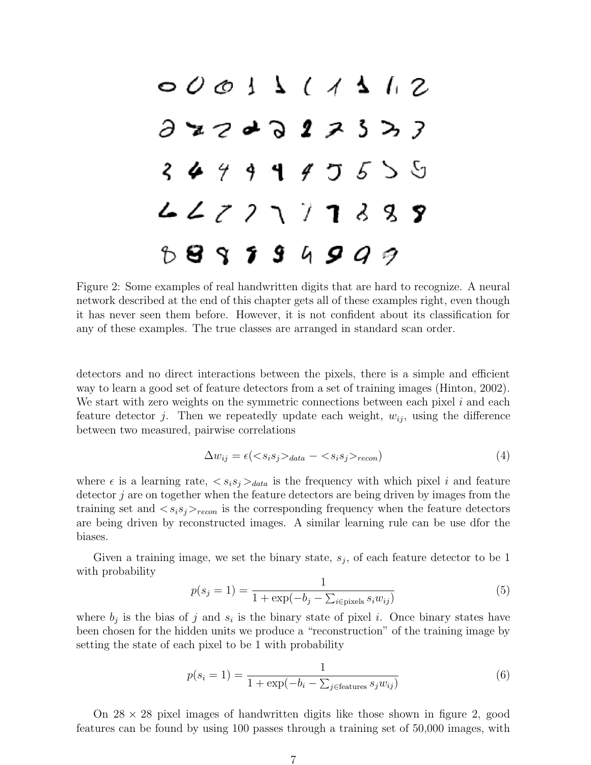Figure 2: Some examples of real handwritten digits that are hard to recognize. A neural network described at the end of this chapter gets all of these examples right, even though it has never seen them before. However, it is not confident about its classification for any of these examples. The true classes are arranged in standard scan order.

detectors and no direct interactions between the pixels, there is a simple and efficient way to learn a good set of feature detectors from a set of training images (Hinton, 2002). We start with zero weights on the symmetric connections between each pixel $i$ and each feature detector $j$. Then we repeatedly update each weight, $w_{ij}$, using the difference between two measured, pairwise correlations

$$\Delta w_{ij} = \epsilon(<s_i s_j>_{data} - <s_i s_j>_{recon}) \tag{4}$$

where $\epsilon$ is a learning rate, $<s_i s_j>_{data}$ is the frequency with which pixel $i$ and feature detector $j$ are on together when the feature detectors are being driven by images from the training set and $<s_i s_j>_{recon}$ is the corresponding frequency when the feature detectors are being driven by reconstructed images. A similar learning rule can be use dfor the biases.

Given a training image, we set the binary state, $s_j$, of each feature detector to be 1 with probability

$$p(s_j = 1) = \frac{1}{1 + \exp(-b_j - \sum_{i \in \text{pixels}} s_i w_{ij})} \tag{5}$$

where $b_j$ is the bias of $j$ and $s_i$ is the binary state of pixel $i$. Once binary states have been chosen for the hidden units we produce a "reconstruction" of the training image by setting the state of each pixel to be 1 with probability

$$p(s_i = 1) = \frac{1}{1 + \exp(-b_i - \sum_{j \in \text{features}} s_j w_{ij})} \tag{6}$$

On $28 \times 28$ pixel images of handwritten digits like those shown in figure 2, good features can be found by using 100 passes through a training set of 50,000 images, with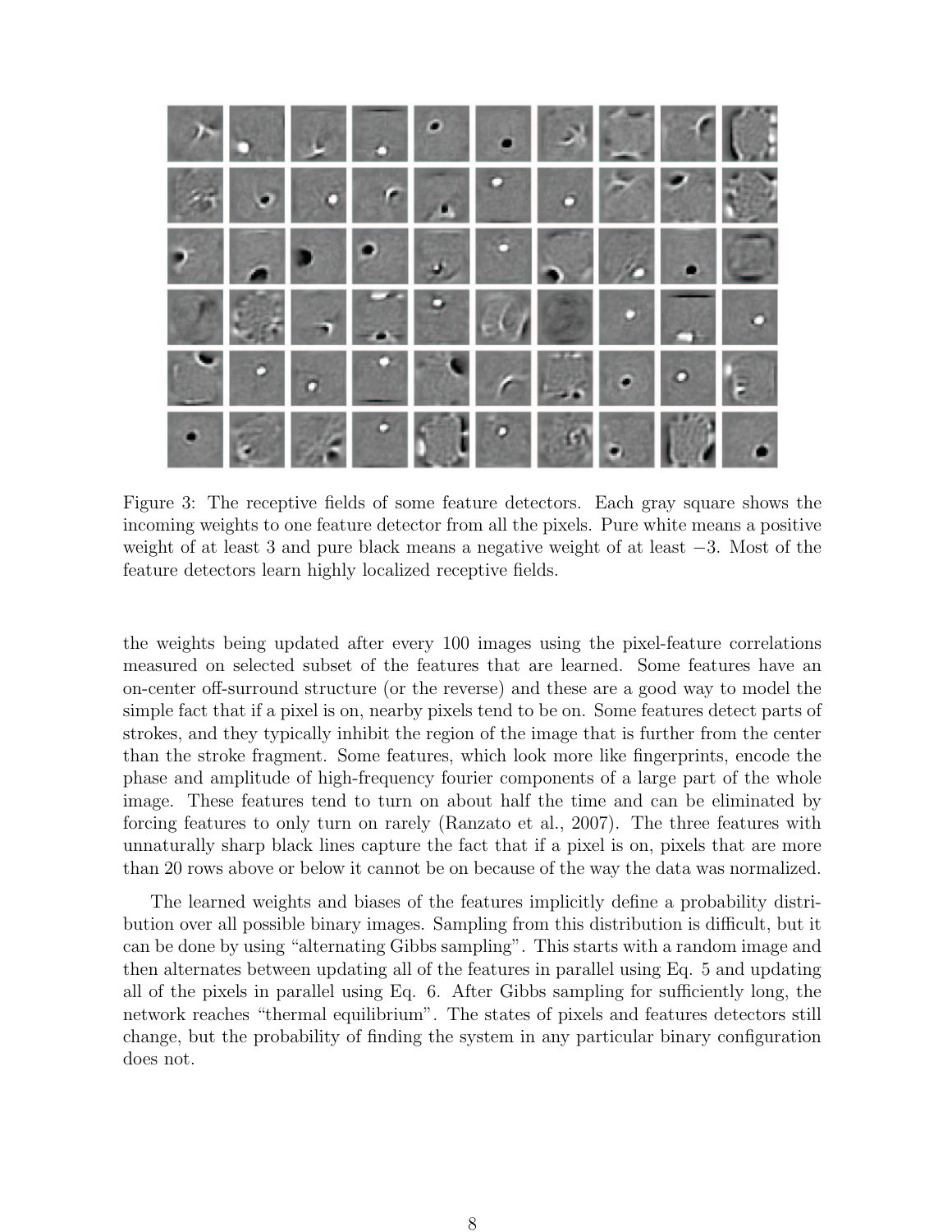Figure 3: The receptive fields of some feature detectors. Each gray square shows the incoming weights to one feature detector from all the pixels. Pure white means a positive weight of at least 3 and pure black means a negative weight of at least $-3$. Most of the feature detectors learn highly localized receptive fields.

the weights being updated after every 100 images using the pixel-feature correlations measured on selected subset of the features that are learned. Some features have an on-center off-surround structure (or the reverse) and these are a good way to model the simple fact that if a pixel is on, nearby pixels tend to be on. Some features detect parts of strokes, and they typically inhibit the region of the image that is further from the center than the stroke fragment. Some features, which look more like fingerprints, encode the phase and amplitude of high-frequency fourier components of a large part of the whole image. These features tend to turn on about half the time and can be eliminated by forcing features to only turn on rarely (Ranzato et al., 2007). The three features with unnaturally sharp black lines capture the fact that if a pixel is on, pixels that are more than 20 rows above or below it cannot be on because of the way the data was normalized.

The learned weights and biases of the features implicitly define a probability distribution over all possible binary images. Sampling from this distribution is difficult, but it can be done by using "alternating Gibbs sampling". This starts with a random image and then alternates between updating all of the features in parallel using Eq. 5 and updating all of the pixels in parallel using Eq. 6. After Gibbs sampling for sufficiently long, the network reaches "thermal equilibrium". The states of pixels and features detectors still change, but the probability of finding the system in any particular binary configuration does not.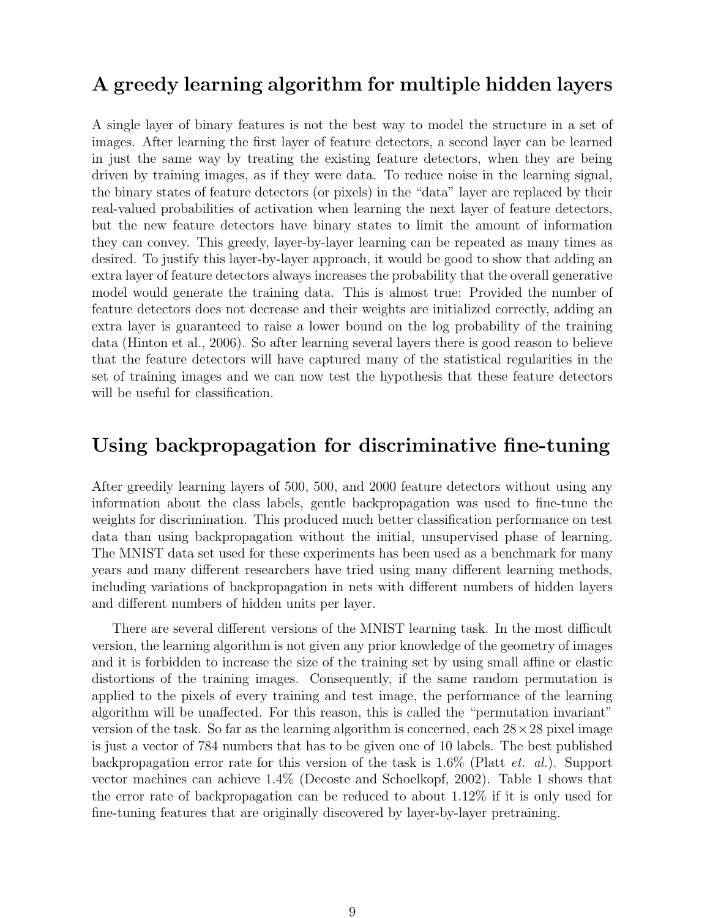## A greedy learning algorithm for multiple hidden layers

A single layer of binary features is not the best way to model the structure in a set of images. After learning the first layer of feature detectors, a second layer can be learned in just the same way by treating the existing feature detectors, when they are being driven by training images, as if they were data. To reduce noise in the learning signal, the binary states of feature detectors (or pixels) in the "data" layer are replaced by their real-valued probabilities of activation when learning the next layer of feature detectors, but the new feature detectors have binary states to limit the amount of information they can convey. This greedy, layer-by-layer learning can be repeated as many times as desired. To justify this layer-by-layer approach, it would be good to show that adding an extra layer of feature detectors always increases the probability that the overall generative model would generate the training data. This is almost true: Provided the number of feature detectors does not decrease and their weights are initialized correctly, adding an extra layer is guaranteed to raise a lower bound on the log probability of the training data (Hinton et al., 2006). So after learning several layers there is good reason to believe that the feature detectors will have captured many of the statistical regularities in the set of training images and we can now test the hypothesis that these feature detectors will be useful for classification.

## Using backpropagation for discriminative fine-tuning

After greedily learning layers of 500, 500, and 2000 feature detectors without using any information about the class labels, gentle backpropagation was used to fine-tune the weights for discrimination. This produced much better classification performance on test data than using backpropagation without the initial, unsupervised phase of learning. The MNIST data set used for these experiments has been used as a benchmark for many years and many different researchers have tried using many different learning methods, including variations of backpropagation in nets with different numbers of hidden layers and different numbers of hidden units per layer.

There are several different versions of the MNIST learning task. In the most difficult version, the learning algorithm is not given any prior knowledge of the geometry of images and it is forbidden to increase the size of the training set by using small affine or elastic distortions of the training images. Consequently, if the same random permutation is applied to the pixels of every training and test image, the performance of the learning algorithm will be unaffected. For this reason, this is called the "permutation invariant" version of the task. So far as the learning algorithm is concerned, each $28 \times 28$ pixel image is just a vector of 784 numbers that has to be given one of 10 labels. The best published backpropagation error rate for this version of the task is 1.6% (Platt *et. al.*). Support vector machines can achieve 1.4% (Decoste and Schoelkopf, 2002). Table 1 shows that the error rate of backpropagation can be reduced to about 1.12% if it is only used for fine-tuning features that are originally discovered by layer-by-layer pretraining.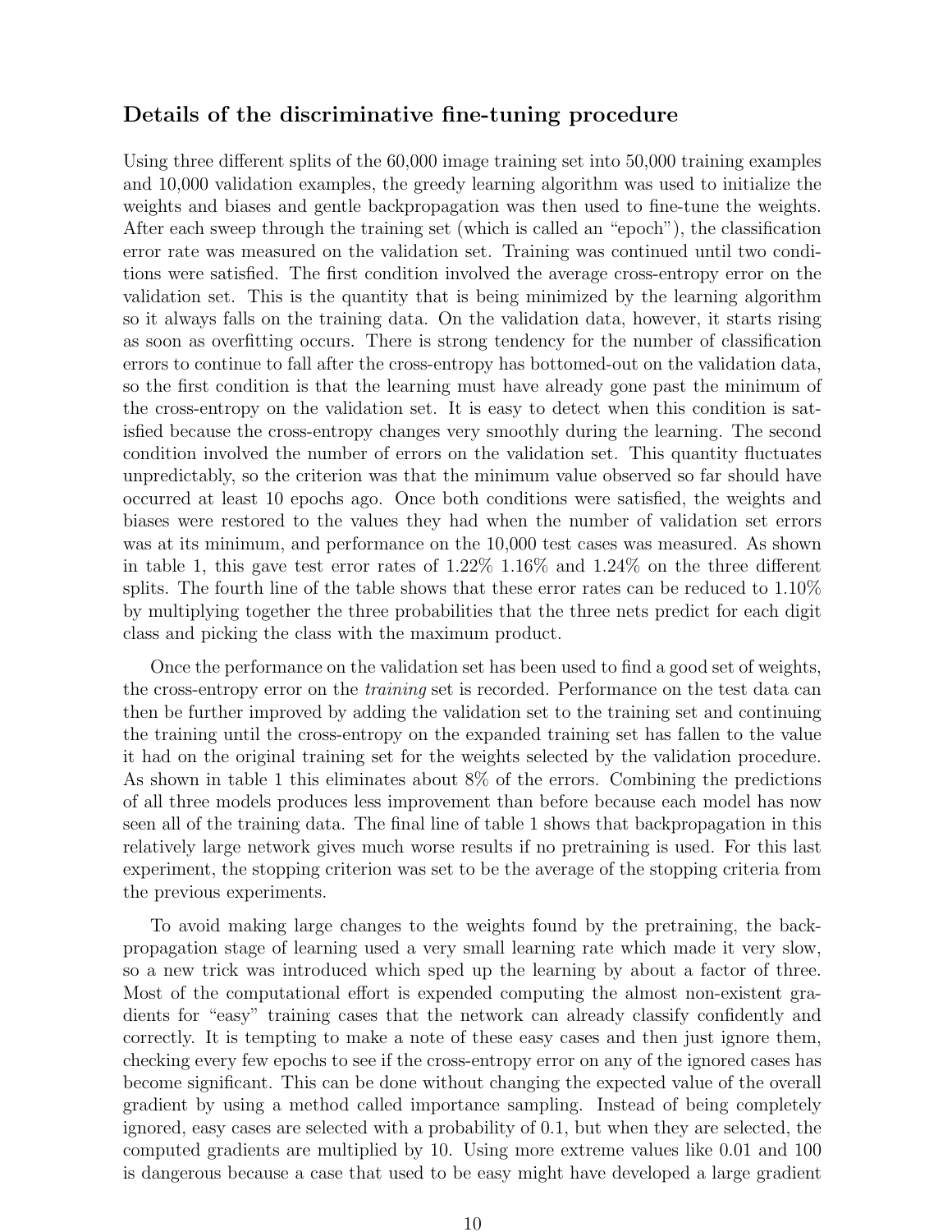### Details of the discriminative fine-tuning procedure

Using three different splits of the 60,000 image training set into 50,000 training examples and 10,000 validation examples, the greedy learning algorithm was used to initialize the weights and biases and gentle backpropagation was then used to fine-tune the weights. After each sweep through the training set (which is called an "epoch"), the classification error rate was measured on the validation set. Training was continued until two conditions were satisfied. The first condition involved the average cross-entropy error on the validation set. This is the quantity that is being minimized by the learning algorithm so it always falls on the training data. On the validation data, however, it starts rising as soon as overfitting occurs. There is strong tendency for the number of classification errors to continue to fall after the cross-entropy has bottomed-out on the validation data, so the first condition is that the learning must have already gone past the minimum of the cross-entropy on the validation set. It is easy to detect when this condition is satisfied because the cross-entropy changes very smoothly during the learning. The second condition involved the number of errors on the validation set. This quantity fluctuates unpredictably, so the criterion was that the minimum value observed so far should have occurred at least 10 epochs ago. Once both conditions were satisfied, the weights and biases were restored to the values they had when the number of validation set errors was at its minimum, and performance on the 10,000 test cases was measured. As shown in table 1, this gave test error rates of 1.22% 1.16% and 1.24% on the three different splits. The fourth line of the table shows that these error rates can be reduced to 1.10% by multiplying together the three probabilities that the three nets predict for each digit class and picking the class with the maximum product.

Once the performance on the validation set has been used to find a good set of weights, the cross-entropy error on the *training* set is recorded. Performance on the test data can then be further improved by adding the validation set to the training set and continuing the training until the cross-entropy on the expanded training set has fallen to the value it had on the original training set for the weights selected by the validation procedure. As shown in table 1 this eliminates about 8% of the errors. Combining the predictions of all three models produces less improvement than before because each model has now seen all of the training data. The final line of table 1 shows that backpropagation in this relatively large network gives much worse results if no pretraining is used. For this last experiment, the stopping criterion was set to be the average of the stopping criteria from the previous experiments.

To avoid making large changes to the weights found by the pretraining, the backpropagation stage of learning used a very small learning rate which made it very slow, so a new trick was introduced which sped up the learning by about a factor of three. Most of the computational effort is expended computing the almost non-existent gradients for "easy" training cases that the network can already classify confidently and correctly. It is tempting to make a note of these easy cases and then just ignore them, checking every few epochs to see if the cross-entropy error on any of the ignored cases has become significant. This can be done without changing the expected value of the overall gradient by using a method called importance sampling. Instead of being completely ignored, easy cases are selected with a probability of 0.1, but when they are selected, the computed gradients are multiplied by 10. Using more extreme values like 0.01 and 100 is dangerous because a case that used to be easy might have developed a large gradient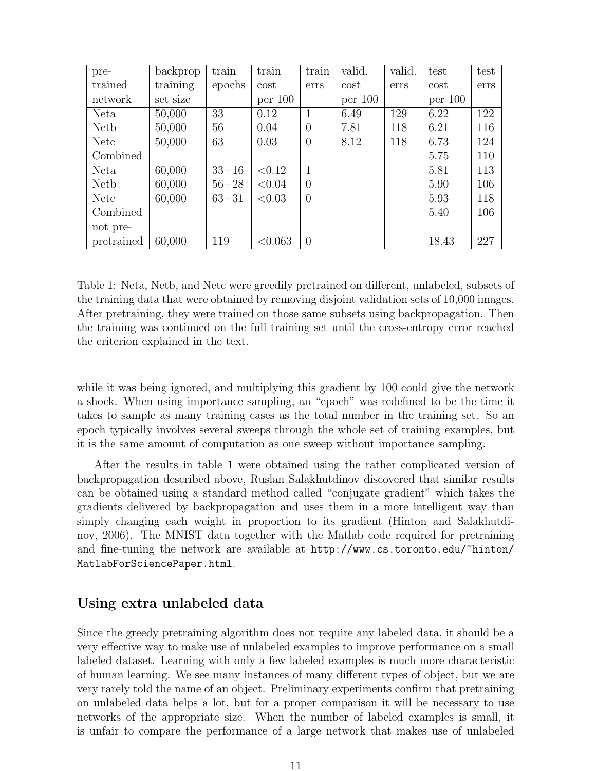| pre-trained network | backprop training set size | train epochs | train cost per 100 | train errs | valid. cost per 100 | valid. errs | test cost per 100 | test errs |
|---|---|---|---|---|---|---|---|---|
| Neta | 50,000 | 33 | 0.12 | 1 | 6.49 | 129 | 6.22 | 122 |
| Netb | 50,000 | 56 | 0.04 | 0 | 7.81 | 118 | 6.21 | 116 |
| Netc | 50,000 | 63 | 0.03 | 0 | 8.12 | 118 | 6.73 | 124 |
| Combined | | | | | | | 5.75 | 110 |
| Neta | 60,000 | 33+16 | <0.12 | 1 | | | 5.81 | 113 |
| Netb | 60,000 | 56+28 | <0.04 | 0 | | | 5.90 | 106 |
| Netc | 60,000 | 63+31 | <0.03 | 0 | | | 5.93 | 118 |
| Combined | | | | | | | 5.40 | 106 |
| not pre-pretrained | 60,000 | 119 | <0.063 | 0 | | | 18.43 | 227 |

Table 1: Neta, Netb, and Netc were greedily pretrained on different, unlabeled, subsets of the training data that were obtained by removing disjoint validation sets of 10,000 images. After pretraining, they were trained on those same subsets using backpropagation. Then the training was continued on the full training set until the cross-entropy error reached the criterion explained in the text.

while it was being ignored, and multiplying this gradient by 100 could give the network a shock. When using importance sampling, an "epoch" was redefined to be the time it takes to sample as many training cases as the total number in the training set. So an epoch typically involves several sweeps through the whole set of training examples, but it is the same amount of computation as one sweep without importance sampling.

After the results in table 1 were obtained using the rather complicated version of backpropagation described above, Ruslan Salakhutdinov discovered that similar results can be obtained using a standard method called "conjugate gradient" which takes the gradients delivered by backpropagation and uses them in a more intelligent way than simply changing each weight in proportion to its gradient (Hinton and Salakhutdinov, 2006). The MNIST data together with the Matlab code required for pretraining and fine-tuning the network are available at `http://www.cs.toronto.edu/~hinton/MatlabForSciencePaper.html`.

## Using extra unlabeled data

Since the greedy pretraining algorithm does not require any labeled data, it should be a very effective way to make use of unlabeled examples to improve performance on a small labeled dataset. Learning with only a few labeled examples is much more characteristic of human learning. We see many instances of many different types of object, but we are very rarely told the name of an object. Preliminary experiments confirm that pretraining on unlabeled data helps a lot, but for a proper comparison it will be necessary to use networks of the appropriate size. When the number of labeled examples is small, it is unfair to compare the performance of a large network that makes use of unlabeled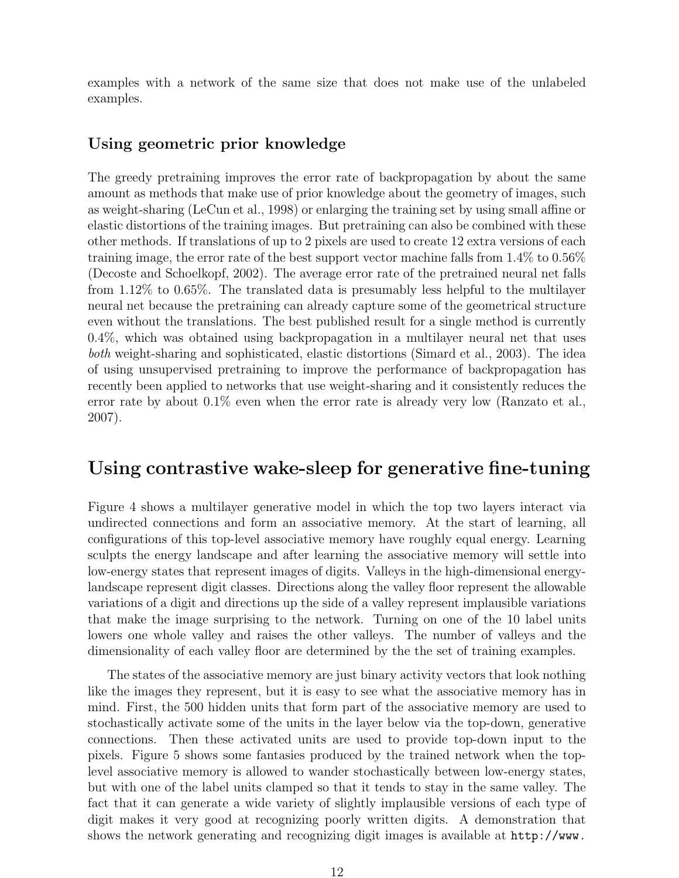examples with a network of the same size that does not make use of the unlabeled examples.

### Using geometric prior knowledge

The greedy pretraining improves the error rate of backpropagation by about the same amount as methods that make use of prior knowledge about the geometry of images, such as weight-sharing (LeCun et al., 1998) or enlarging the training set by using small affine or elastic distortions of the training images. But pretraining can also be combined with these other methods. If translations of up to 2 pixels are used to create 12 extra versions of each training image, the error rate of the best support vector machine falls from 1.4% to 0.56% (Decoste and Schoelkopf, 2002). The average error rate of the pretrained neural net falls from 1.12% to 0.65%. The translated data is presumably less helpful to the multilayer neural net because the pretraining can already capture some of the geometrical structure even without the translations. The best published result for a single method is currently 0.4%, which was obtained using backpropagation in a multilayer neural net that uses *both* weight-sharing and sophisticated, elastic distortions (Simard et al., 2003). The idea of using unsupervised pretraining to improve the performance of backpropagation has recently been applied to networks that use weight-sharing and it consistently reduces the error rate by about 0.1% even when the error rate is already very low (Ranzato et al., 2007).

## Using contrastive wake-sleep for generative fine-tuning

Figure 4 shows a multilayer generative model in which the top two layers interact via undirected connections and form an associative memory. At the start of learning, all configurations of this top-level associative memory have roughly equal energy. Learning sculpts the energy landscape and after learning the associative memory will settle into low-energy states that represent images of digits. Valleys in the high-dimensional energy-landscape represent digit classes. Directions along the valley floor represent the allowable variations of a digit and directions up the side of a valley represent implausible variations that make the image surprising to the network. Turning on one of the 10 label units lowers one whole valley and raises the other valleys. The number of valleys and the dimensionality of each valley floor are determined by the the set of training examples.

The states of the associative memory are just binary activity vectors that look nothing like the images they represent, but it is easy to see what the associative memory has in mind. First, the 500 hidden units that form part of the associative memory are used to stochastically activate some of the units in the layer below via the top-down, generative connections. Then these activated units are used to provide top-down input to the pixels. Figure 5 shows some fantasies produced by the trained network when the top-level associative memory is allowed to wander stochastically between low-energy states, but with one of the label units clamped so that it tends to stay in the same valley. The fact that it can generate a wide variety of slightly implausible versions of each type of digit makes it very good at recognizing poorly written digits. A demonstration that shows the network generating and recognizing digit images is available at `http://www.`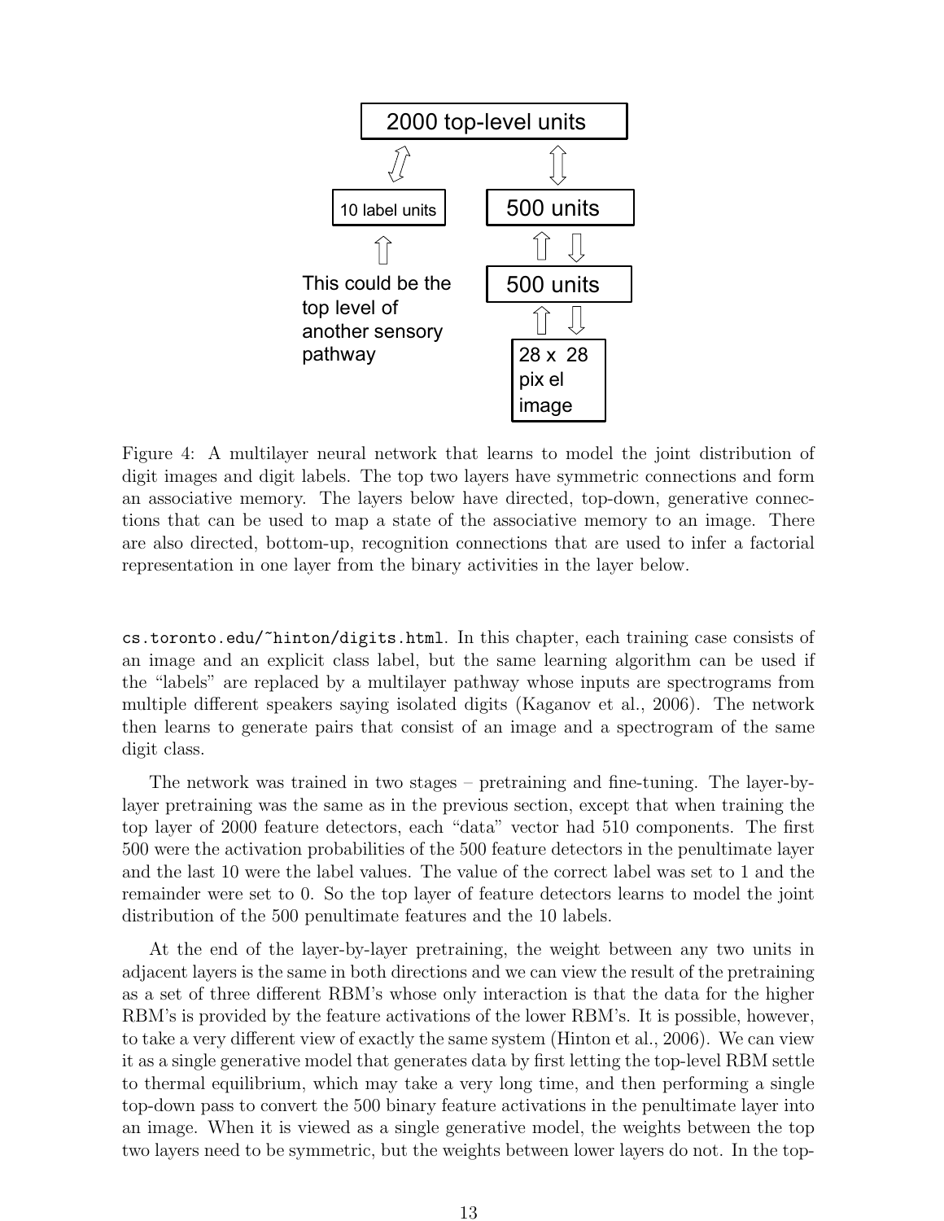Figure 4: A multilayer neural network that learns to model the joint distribution of digit images and digit labels. The top two layers have symmetric connections and form an associative memory. The layers below have directed, top-down, generative connections that can be used to map a state of the associative memory to an image. There are also directed, bottom-up, recognition connections that are used to infer a factorial representation in one layer from the binary activities in the layer below.

cs.toronto.edu/~hinton/digits.html. In this chapter, each training case consists of an image and an explicit class label, but the same learning algorithm can be used if the "labels" are replaced by a multilayer pathway whose inputs are spectrograms from multiple different speakers saying isolated digits (Kaganov et al., 2006). The network then learns to generate pairs that consist of an image and a spectrogram of the same digit class.

The network was trained in two stages – pretraining and fine-tuning. The layer-by-layer pretraining was the same as in the previous section, except that when training the top layer of 2000 feature detectors, each "data" vector had 510 components. The first 500 were the activation probabilities of the 500 feature detectors in the penultimate layer and the last 10 were the label values. The value of the correct label was set to 1 and the remainder were set to 0. So the top layer of feature detectors learns to model the joint distribution of the 500 penultimate features and the 10 labels.

At the end of the layer-by-layer pretraining, the weight between any two units in adjacent layers is the same in both directions and we can view the result of the pretraining as a set of three different RBM's whose only interaction is that the data for the higher RBM's is provided by the feature activations of the lower RBM's. It is possible, however, to take a very different view of exactly the same system (Hinton et al., 2006). We can view it as a single generative model that generates data by first letting the top-level RBM settle to thermal equilibrium, which may take a very long time, and then performing a single top-down pass to convert the 500 binary feature activations in the penultimate layer into an image. When it is viewed as a single generative model, the weights between the top two layers need to be symmetric, but the weights between lower layers do not. In the top-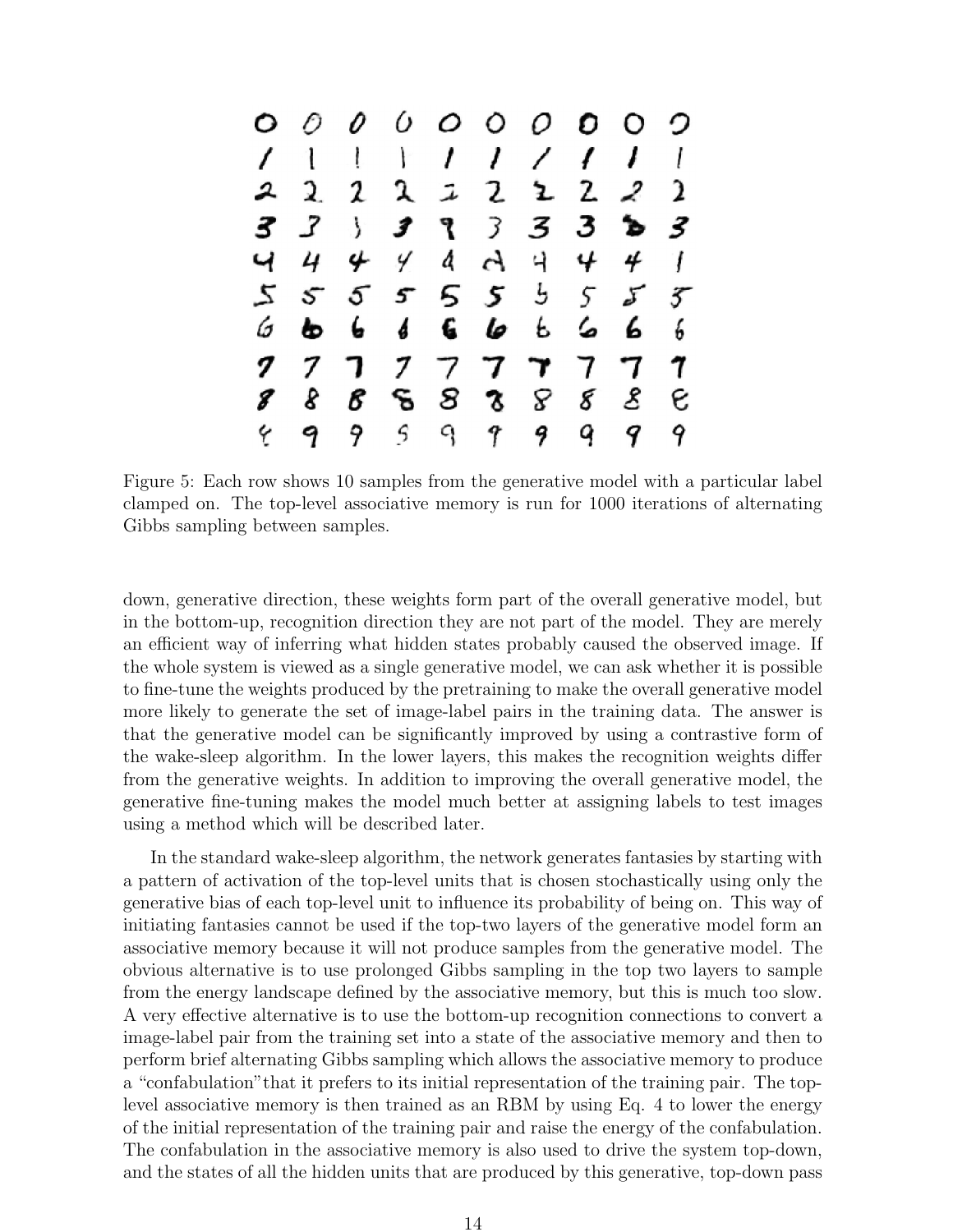Figure 5: Each row shows 10 samples from the generative model with a particular label clamped on. The top-level associative memory is run for 1000 iterations of alternating Gibbs sampling between samples.

down, generative direction, these weights form part of the overall generative model, but in the bottom-up, recognition direction they are not part of the model. They are merely an efficient way of inferring what hidden states probably caused the observed image. If the whole system is viewed as a single generative model, we can ask whether it is possible to fine-tune the weights produced by the pretraining to make the overall generative model more likely to generate the set of image-label pairs in the training data. The answer is that the generative model can be significantly improved by using a contrastive form of the wake-sleep algorithm. In the lower layers, this makes the recognition weights differ from the generative weights. In addition to improving the overall generative model, the generative fine-tuning makes the model much better at assigning labels to test images using a method which will be described later.

In the standard wake-sleep algorithm, the network generates fantasies by starting with a pattern of activation of the top-level units that is chosen stochastically using only the generative bias of each top-level unit to influence its probability of being on. This way of initiating fantasies cannot be used if the top-two layers of the generative model form an associative memory because it will not produce samples from the generative model. The obvious alternative is to use prolonged Gibbs sampling in the top two layers to sample from the energy landscape defined by the associative memory, but this is much too slow. A very effective alternative is to use the bottom-up recognition connections to convert a image-label pair from the training set into a state of the associative memory and then to perform brief alternating Gibbs sampling which allows the associative memory to produce a "confabulation"that it prefers to its initial representation of the training pair. The top-level associative memory is then trained as an RBM by using Eq. 4 to lower the energy of the initial representation of the training pair and raise the energy of the confabulation. The confabulation in the associative memory is also used to drive the system top-down, and the states of all the hidden units that are produced by this generative, top-down pass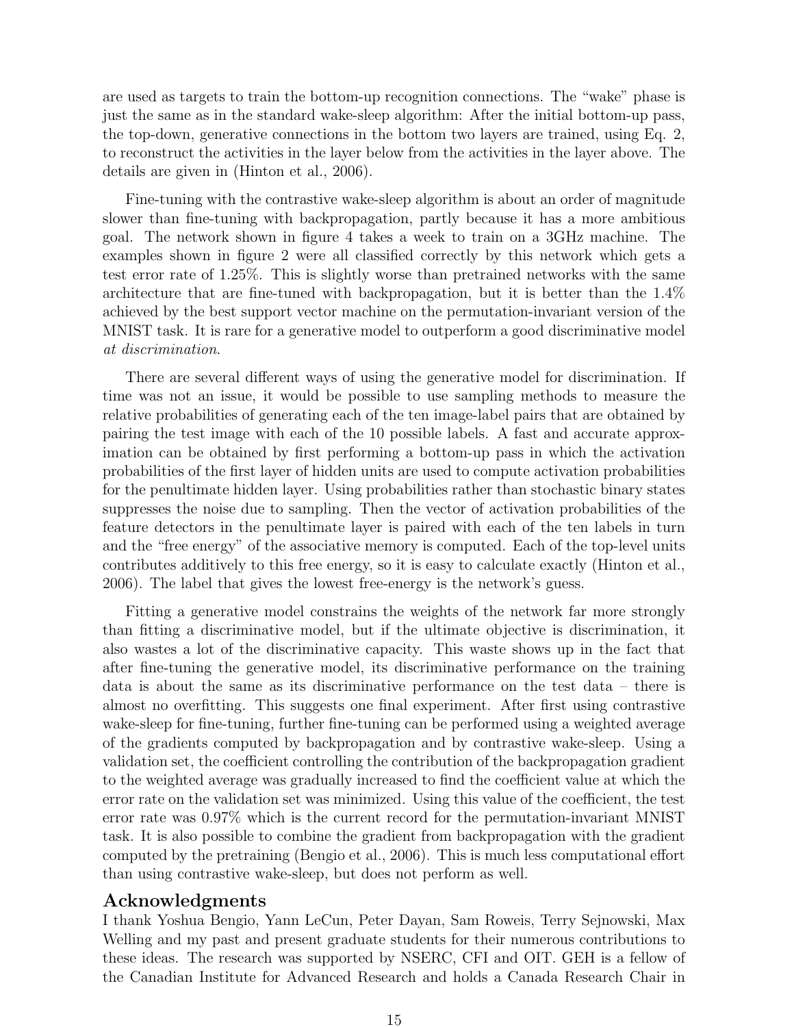are used as targets to train the bottom-up recognition connections. The "wake" phase is just the same as in the standard wake-sleep algorithm: After the initial bottom-up pass, the top-down, generative connections in the bottom two layers are trained, using Eq. 2, to reconstruct the activities in the layer below from the activities in the layer above. The details are given in (Hinton et al., 2006).

Fine-tuning with the contrastive wake-sleep algorithm is about an order of magnitude slower than fine-tuning with backpropagation, partly because it has a more ambitious goal. The network shown in figure 4 takes a week to train on a 3GHz machine. The examples shown in figure 2 were all classified correctly by this network which gets a test error rate of 1.25%. This is slightly worse than pretrained networks with the same architecture that are fine-tuned with backpropagation, but it is better than the 1.4% achieved by the best support vector machine on the permutation-invariant version of the MNIST task. It is rare for a generative model to outperform a good discriminative model *at discrimination*.

There are several different ways of using the generative model for discrimination. If time was not an issue, it would be possible to use sampling methods to measure the relative probabilities of generating each of the ten image-label pairs that are obtained by pairing the test image with each of the 10 possible labels. A fast and accurate approximation can be obtained by first performing a bottom-up pass in which the activation probabilities of the first layer of hidden units are used to compute activation probabilities for the penultimate hidden layer. Using probabilities rather than stochastic binary states suppresses the noise due to sampling. Then the vector of activation probabilities of the feature detectors in the penultimate layer is paired with each of the ten labels in turn and the "free energy" of the associative memory is computed. Each of the top-level units contributes additively to this free energy, so it is easy to calculate exactly (Hinton et al., 2006). The label that gives the lowest free-energy is the network's guess.

Fitting a generative model constrains the weights of the network far more strongly than fitting a discriminative model, but if the ultimate objective is discrimination, it also wastes a lot of the discriminative capacity. This waste shows up in the fact that after fine-tuning the generative model, its discriminative performance on the training data is about the same as its discriminative performance on the test data – there is almost no overfitting. This suggests one final experiment. After first using contrastive wake-sleep for fine-tuning, further fine-tuning can be performed using a weighted average of the gradients computed by backpropagation and by contrastive wake-sleep. Using a validation set, the coefficient controlling the contribution of the backpropagation gradient to the weighted average was gradually increased to find the coefficient value at which the error rate on the validation set was minimized. Using this value of the coefficient, the test error rate was 0.97% which is the current record for the permutation-invariant MNIST task. It is also possible to combine the gradient from backpropagation with the gradient computed by the pretraining (Bengio et al., 2006). This is much less computational effort than using contrastive wake-sleep, but does not perform as well.

## Acknowledgments

I thank Yoshua Bengio, Yann LeCun, Peter Dayan, Sam Roweis, Terry Sejnowski, Max Welling and my past and present graduate students for their numerous contributions to these ideas. The research was supported by NSERC, CFI and OIT. GEH is a fellow of the Canadian Institute for Advanced Research and holds a Canada Research Chair in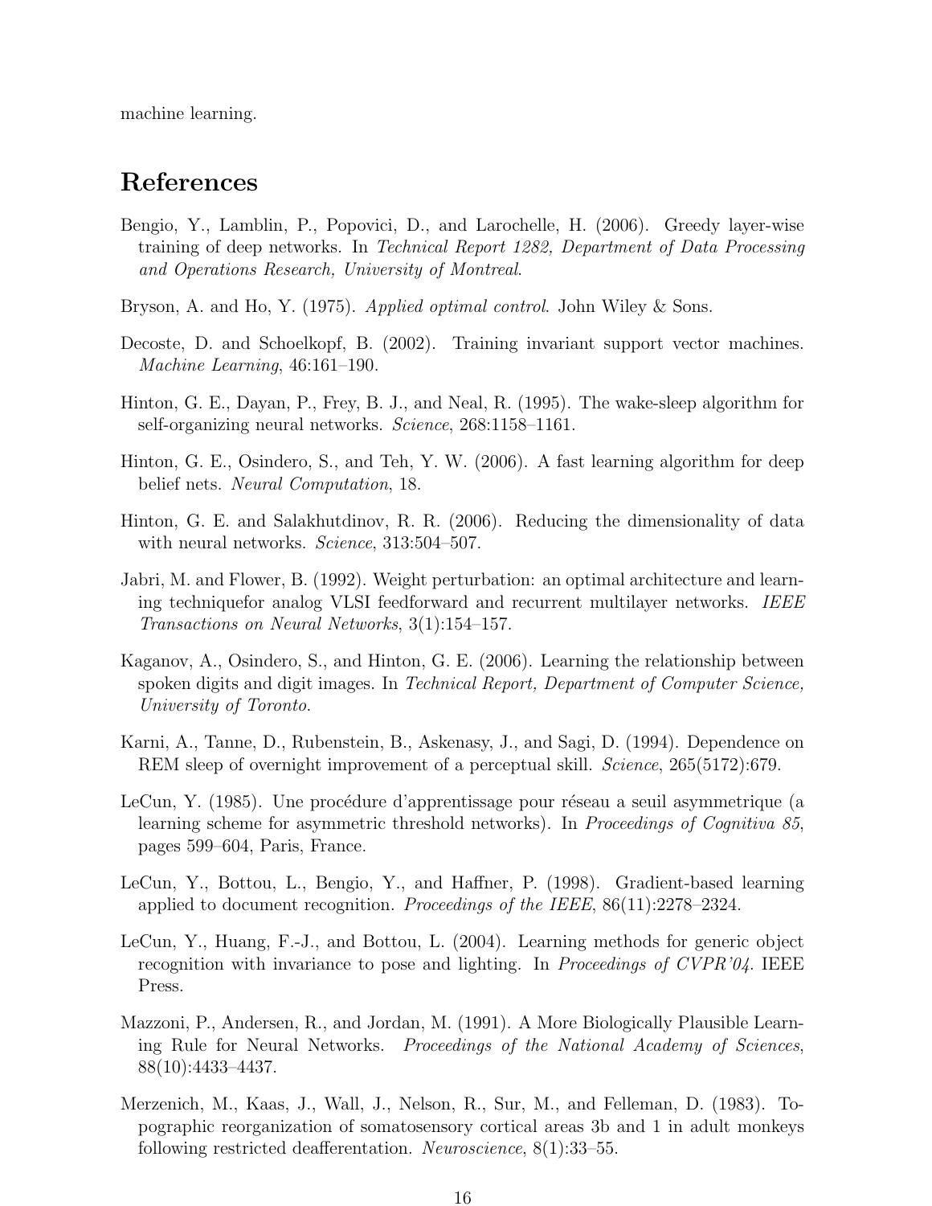machine learning.

# References

Bengio, Y., Lamblin, P., Popovici, D., and Larochelle, H. (2006). Greedy layer-wise training of deep networks. In *Technical Report 1282, Department of Data Processing and Operations Research, University of Montreal*.

Bryson, A. and Ho, Y. (1975). *Applied optimal control*. John Wiley & Sons.

Decoste, D. and Schoelkopf, B. (2002). Training invariant support vector machines. *Machine Learning*, 46:161–190.

Hinton, G. E., Dayan, P., Frey, B. J., and Neal, R. (1995). The wake-sleep algorithm for self-organizing neural networks. *Science*, 268:1158–1161.

Hinton, G. E., Osindero, S., and Teh, Y. W. (2006). A fast learning algorithm for deep belief nets. *Neural Computation*, 18.

Hinton, G. E. and Salakhutdinov, R. R. (2006). Reducing the dimensionality of data with neural networks. *Science*, 313:504–507.

Jabri, M. and Flower, B. (1992). Weight perturbation: an optimal architecture and learning techniquefor analog VLSI feedforward and recurrent multilayer networks. *IEEE Transactions on Neural Networks*, 3(1):154–157.

Kaganov, A., Osindero, S., and Hinton, G. E. (2006). Learning the relationship between spoken digits and digit images. In *Technical Report, Department of Computer Science, University of Toronto*.

Karni, A., Tanne, D., Rubenstein, B., Askenasy, J., and Sagi, D. (1994). Dependence on REM sleep of overnight improvement of a perceptual skill. *Science*, 265(5172):679.

LeCun, Y. (1985). Une procédure d'apprentissage pour réseau a seuil asymmetrique (a learning scheme for asymmetric threshold networks). In *Proceedings of Cognitiva 85*, pages 599–604, Paris, France.

LeCun, Y., Bottou, L., Bengio, Y., and Haffner, P. (1998). Gradient-based learning applied to document recognition. *Proceedings of the IEEE*, 86(11):2278–2324.

LeCun, Y., Huang, F.-J., and Bottou, L. (2004). Learning methods for generic object recognition with invariance to pose and lighting. In *Proceedings of CVPR'04*. IEEE Press.

Mazzoni, P., Andersen, R., and Jordan, M. (1991). A More Biologically Plausible Learning Rule for Neural Networks. *Proceedings of the National Academy of Sciences*, 88(10):4433–4437.

Merzenich, M., Kaas, J., Wall, J., Nelson, R., Sur, M., and Felleman, D. (1983). Topographic reorganization of somatosensory cortical areas 3b and 1 in adult monkeys following restricted deafferentation. *Neuroscience*, 8(1):33–55.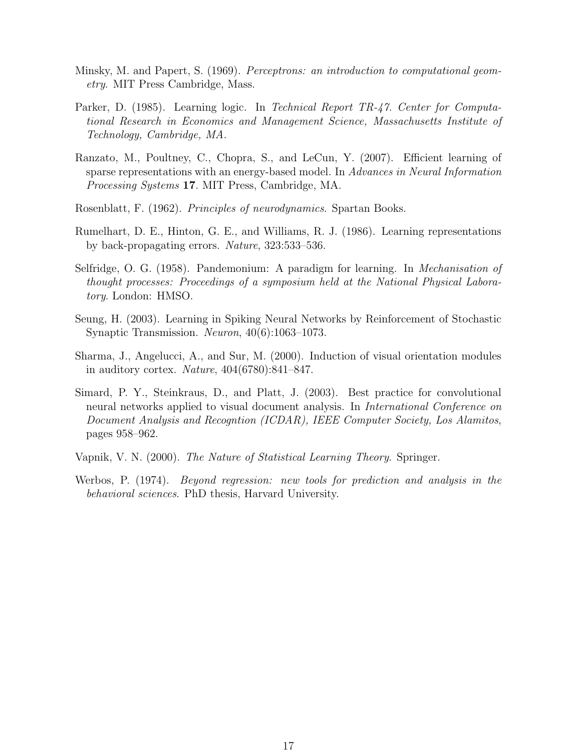Minsky, M. and Papert, S. (1969). *Perceptrons: an introduction to computational geometry*. MIT Press Cambridge, Mass.

Parker, D. (1985). Learning logic. In *Technical Report TR-47. Center for Computational Research in Economics and Management Science, Massachusetts Institute of Technology, Cambridge, MA.*

Ranzato, M., Poultney, C., Chopra, S., and LeCun, Y. (2007). Efficient learning of sparse representations with an energy-based model. In *Advances in Neural Information Processing Systems* **17**. MIT Press, Cambridge, MA.

Rosenblatt, F. (1962). *Principles of neurodynamics*. Spartan Books.

Rumelhart, D. E., Hinton, G. E., and Williams, R. J. (1986). Learning representations by back-propagating errors. *Nature*, 323:533–536.

Selfridge, O. G. (1958). Pandemonium: A paradigm for learning. In *Mechanisation of thought processes: Proceedings of a symposium held at the National Physical Laboratory*. London: HMSO.

Seung, H. (2003). Learning in Spiking Neural Networks by Reinforcement of Stochastic Synaptic Transmission. *Neuron*, 40(6):1063–1073.

Sharma, J., Angelucci, A., and Sur, M. (2000). Induction of visual orientation modules in auditory cortex. *Nature*, 404(6780):841–847.

Simard, P. Y., Steinkraus, D., and Platt, J. (2003). Best practice for convolutional neural networks applied to visual document analysis. In *International Conference on Document Analysis and Recogntion (ICDAR), IEEE Computer Society, Los Alamitos*, pages 958–962.

Vapnik, V. N. (2000). *The Nature of Statistical Learning Theory*. Springer.

Werbos, P. (1974). *Beyond regression: new tools for prediction and analysis in the behavioral sciences*. PhD thesis, Harvard University.